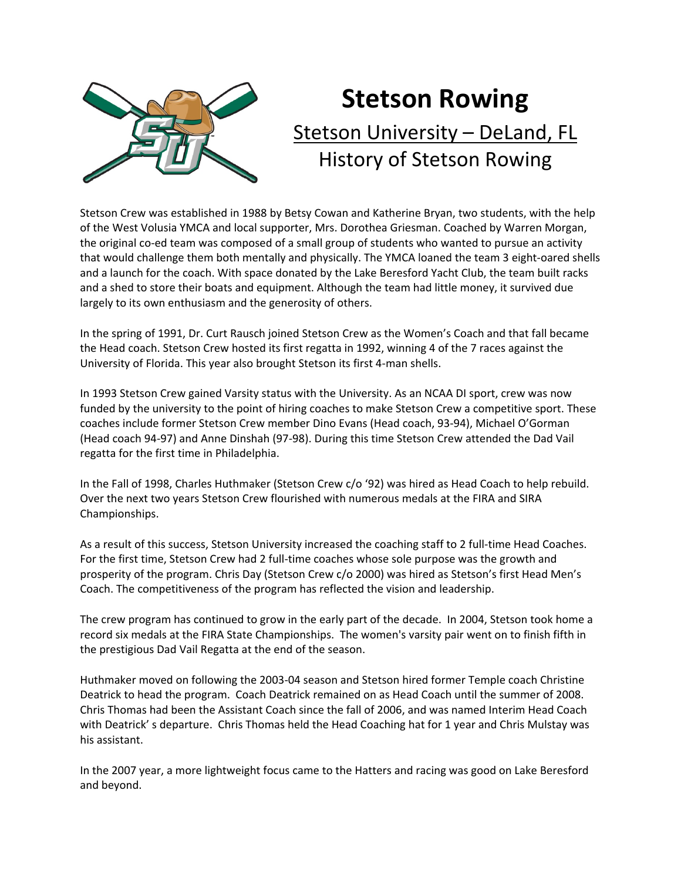# Stetson Rowing

## Stetson University – DeLand, FL

## History of Stetson Rowing

Stetson Crew was established in 1988 by Betsy Cowan and Katherine Bryan, two students, with the help of the West Volusia YMCA and local supporter, Mrs. Dorothea Griesman. Coached by Warren Morgan, the original co-ed team was composed of a small group of students who wanted to pursue an activity that would challenge them both mentally and physically. The YMCA loaned the team 3 eight-oared shells and a launch for the coach. With space donated by the Lake Beresford Yacht Club, the team built racks and a shed to store their boats and equipment. Although the team had little money, it survived due largely to its own enthusiasm and the generosity of others.

In the spring of 1991, Dr. Curt Rausch joined Stetson Crew as the Women's Coach and that fall became the Head coach. Stetson Crew hosted its first regatta in 1992, winning 4 of the 7 races against the University of Florida. This year also brought Stetson its first 4-man shells.

In 1993 Stetson Crew gained Varsity status with the University. As an NCAA DI sport, crew was now funded by the university to the point of hiring coaches to make Stetson Crew a competitive sport. These coaches include former Stetson Crew member Dino Evans (Head coach, 93-94), Michael O'Gorman (Head coach 94-97) and Anne Dinshah (97-98). During this time Stetson Crew attended the Dad Vail regatta for the first time in Philadelphia.

In the Fall of 1998, Charles Huthmaker (Stetson Crew c/o '92) was hired as Head Coach to help rebuild. Over the next two years Stetson Crew flourished with numerous medals at the FIRA and SIRA Championships.

As a result of this success, Stetson University increased the coaching staff to 2 full-time Head Coaches. For the first time, Stetson Crew had 2 full-time coaches whose sole purpose was the growth and prosperity of the program. Chris Day (Stetson Crew c/o 2000) was hired as Stetson's first Head Men's Coach. The competitiveness of the program has reflected the vision and leadership.

The crew program has continued to grow in the early part of the decade. In 2004, Stetson took home a record six medals at the FIRA State Championships. The women's varsity pair went on to finish fifth in the prestigious Dad Vail Regatta at the end of the season.

Huthmaker moved on following the 2003-04 season and Stetson hired former Temple coach Christine Deatrick to head the program. Coach Deatrick remained on as Head Coach until the summer of 2008. Chris Thomas had been the Assistant Coach since the fall of 2006, and was named Interim Head Coach with Deatrick' s departure. Chris Thomas held the Head Coaching hat for 1 year and Chris Mulstay was his assistant.

In the 2007 year, a more lightweight focus came to the Hatters and racing was good on Lake Beresford and beyond.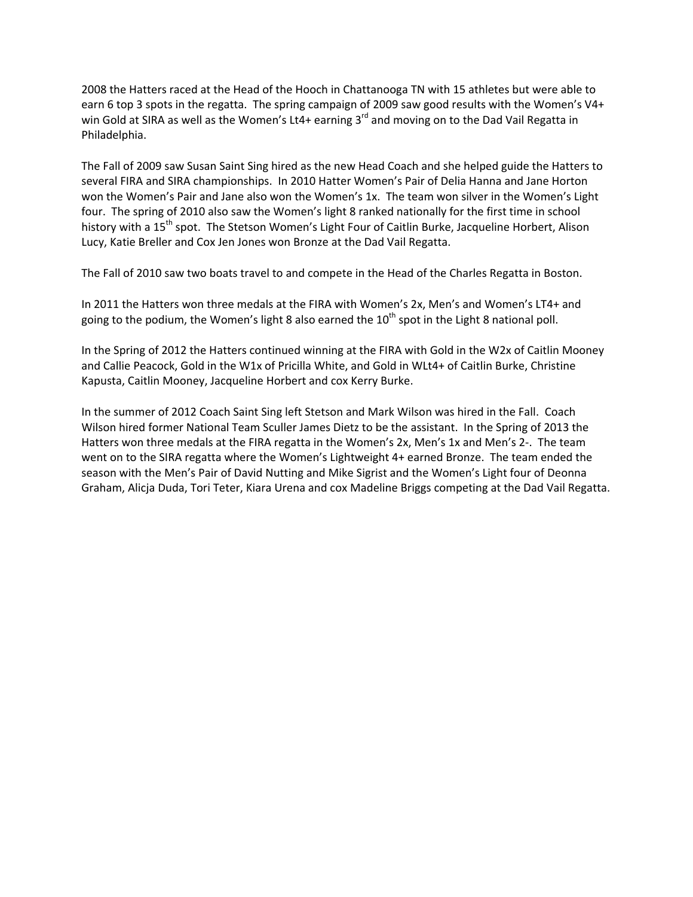2008 the Hatters raced at the Head of the Hooch in Chattanooga TN with 15 athletes but were able to earn 6 top 3 spots in the regatta. The spring campaign of 2009 saw good results with the Women's V4+ win Gold at SIRA as well as the Women's Lt4+ earning 3rd and moving on to the Dad Vail Regatta in Philadelphia.

The Fall of 2009 saw Susan Saint Sing hired as the new Head Coach and she helped guide the Hatters to several FIRA and SIRA championships. In 2010 Hatter Women's Pair of Delia Hanna and Jane Horton won the Women's Pair and Jane also won the Women's 1x. The team won silver in the Women's Light four. The spring of 2010 also saw the Women's light 8 ranked nationally for the first time in school history with a 15th spot. The Stetson Women's Light Four of Caitlin Burke, Jacqueline Horbert, Alison Lucy, Katie Breller and Cox Jen Jones won Bronze at the Dad Vail Regatta.

The Fall of 2010 saw two boats travel to and compete in the Head of the Charles Regatta in Boston.

In 2011 the Hatters won three medals at the FIRA with Women's 2x, Men's and Women's LT4+ and going to the podium, the Women's light 8 also earned the 10th spot in the Light 8 national poll.

In the Spring of 2012 the Hatters continued winning at the FIRA with Gold in the W2x of Caitlin Mooney and Callie Peacock, Gold in the W1x of Pricilla White, and Gold in WLt4+ of Caitlin Burke, Christine Kapusta, Caitlin Mooney, Jacqueline Horbert and cox Kerry Burke.

In the summer of 2012 Coach Saint Sing left Stetson and Mark Wilson was hired in the Fall. Coach Wilson hired former National Team Sculler James Dietz to be the assistant. In the Spring of 2013 the Hatters won three medals at the FIRA regatta in the Women's 2x, Men's 1x and Men's 2-. The team went on to the SIRA regatta where the Women's Lightweight 4+ earned Bronze. The team ended the season with the Men's Pair of David Nutting and Mike Sigrist and the Women's Light four of Deonna Graham, Alicja Duda, Tori Teter, Kiara Urena and cox Madeline Briggs competing at the Dad Vail Regatta.